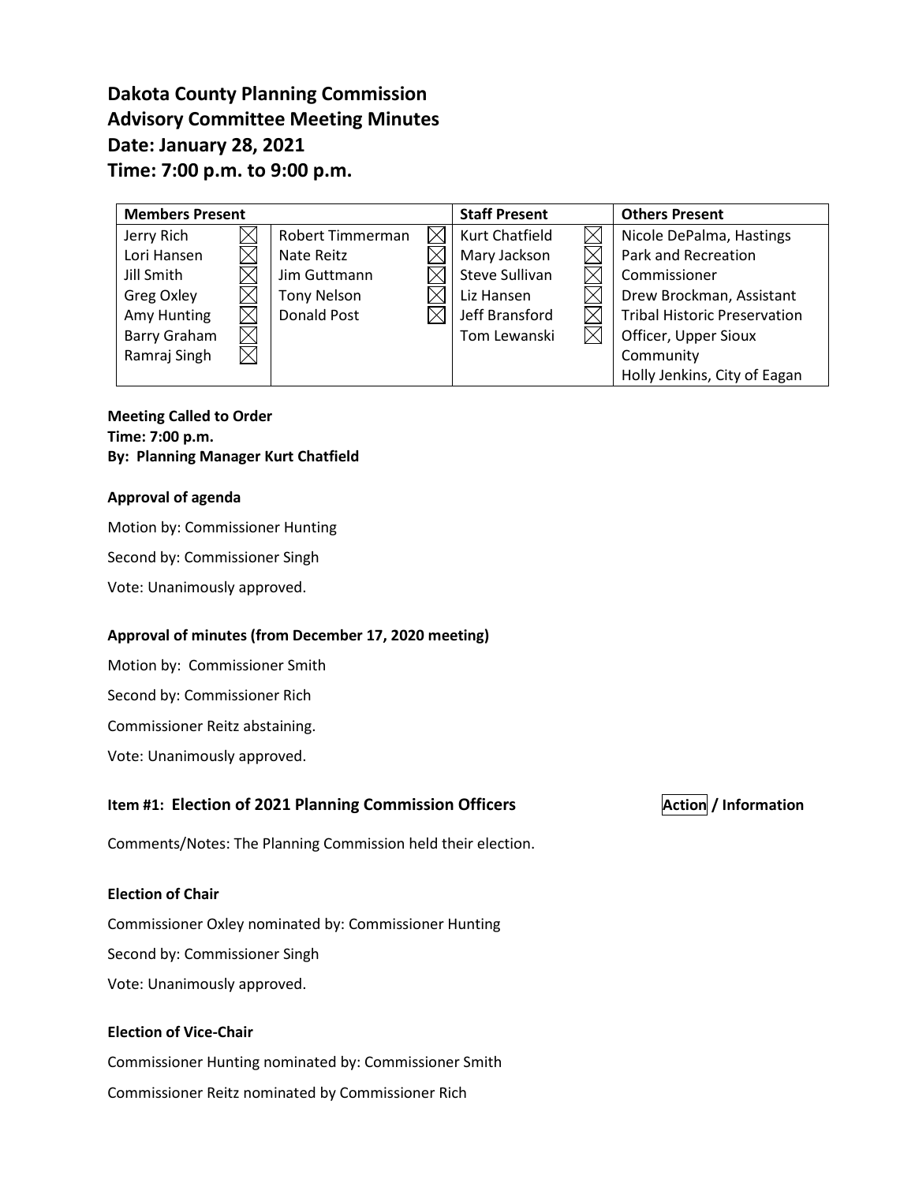# Dakota County Planning Commission
# Advisory Committee Meeting Minutes
# Date: January 28, 2021
# Time: 7:00 p.m. to 9:00 p.m.

| Members Present | | | | Staff Present | | Others Present |
|---|---|---|---|---|---|---|
| Jerry Rich | ☒ | Robert Timmerman | ☒ | Kurt Chatfield | ☒ | Nicole DePalma, Hastings Park and Recreation Commissioner |
| Lori Hansen | ☒ | Nate Reitz | ☒ | Mary Jackson | ☒ | Drew Brockman, Assistant Tribal Historic Preservation Officer, Upper Sioux Community |
| Jill Smith | ☒ | Jim Guttmann | ☒ | Steve Sullivan | ☒ | Holly Jenkins, City of Eagan |
| Greg Oxley | ☒ | Tony Nelson | ☒ | Liz Hansen | ☒ | |
| Amy Hunting | ☒ | Donald Post | ☒ | Jeff Bransford | ☒ | |
| Barry Graham | ☒ | | | Tom Lewanski | ☒ | |
| Ramraj Singh | ☒ | | | | | |

**Meeting Called to Order**
**Time: 7:00 p.m.**
**By: Planning Manager Kurt Chatfield**

**Approval of agenda**

Motion by: Commissioner Hunting

Second by: Commissioner Singh

Vote: Unanimously approved.

**Approval of minutes (from December 17, 2020 meeting)**

Motion by: Commissioner Smith

Second by: Commissioner Rich

Commissioner Reitz abstaining.

Vote: Unanimously approved.

### Item #1: Election of 2021 Planning Commission Officers — Action / Information

Comments/Notes: The Planning Commission held their election.

**Election of Chair**

Commissioner Oxley nominated by: Commissioner Hunting

Second by: Commissioner Singh

Vote: Unanimously approved.

**Election of Vice-Chair**

Commissioner Hunting nominated by: Commissioner Smith

Commissioner Reitz nominated by Commissioner Rich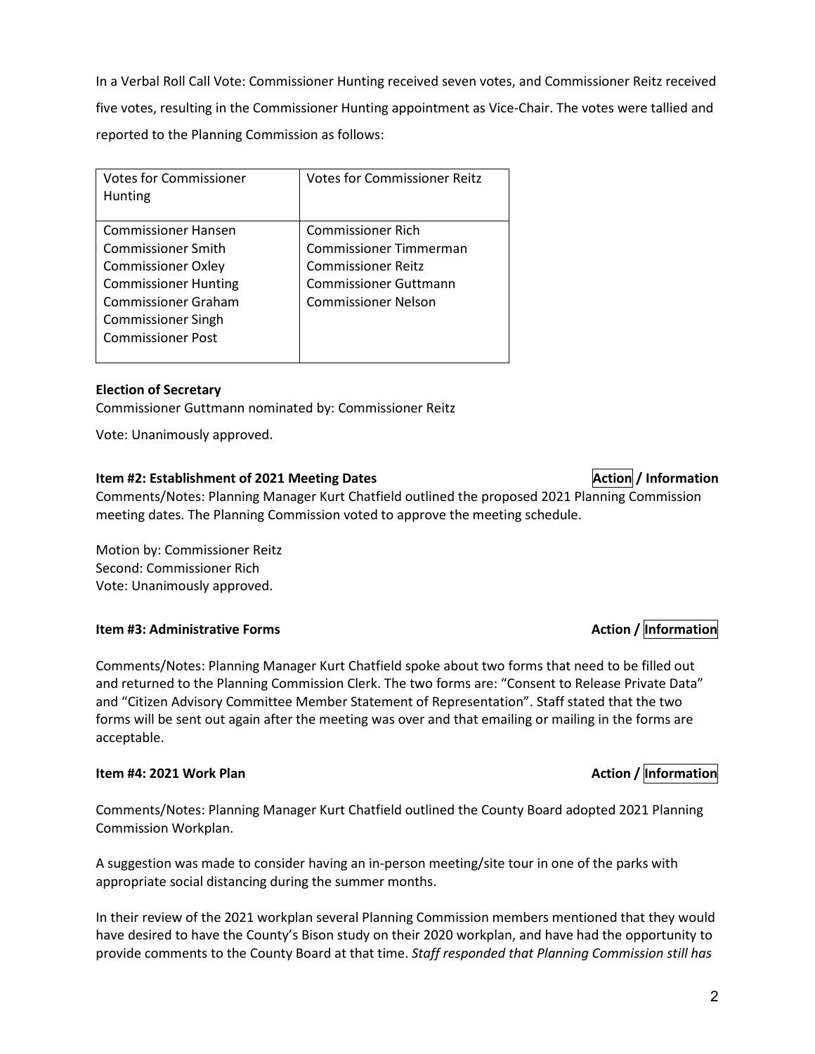In a Verbal Roll Call Vote: Commissioner Hunting received seven votes, and Commissioner Reitz received five votes, resulting in the Commissioner Hunting appointment as Vice-Chair. The votes were tallied and reported to the Planning Commission as follows:

| Votes for Commissioner Hunting | Votes for Commissioner Reitz |
| --- | --- |
| Commissioner Hansen<br>Commissioner Smith<br>Commissioner Oxley<br>Commissioner Hunting<br>Commissioner Graham<br>Commissioner Singh<br>Commissioner Post | Commissioner Rich<br>Commissioner Timmerman<br>Commissioner Reitz<br>Commissioner Guttmann<br>Commissioner Nelson |

**Election of Secretary**

Commissioner Guttmann nominated by: Commissioner Reitz

Vote: Unanimously approved.

**Item #2: Establishment of 2021 Meeting Dates** **Action / Information**

Comments/Notes: Planning Manager Kurt Chatfield outlined the proposed 2021 Planning Commission meeting dates. The Planning Commission voted to approve the meeting schedule.

Motion by: Commissioner Reitz
Second: Commissioner Rich
Vote: Unanimously approved.

**Item #3: Administrative Forms** **Action / Information**

Comments/Notes: Planning Manager Kurt Chatfield spoke about two forms that need to be filled out and returned to the Planning Commission Clerk. The two forms are: "Consent to Release Private Data" and "Citizen Advisory Committee Member Statement of Representation". Staff stated that the two forms will be sent out again after the meeting was over and that emailing or mailing in the forms are acceptable.

**Item #4: 2021 Work Plan** **Action / Information**

Comments/Notes: Planning Manager Kurt Chatfield outlined the County Board adopted 2021 Planning Commission Workplan.

A suggestion was made to consider having an in-person meeting/site tour in one of the parks with appropriate social distancing during the summer months.

In their review of the 2021 workplan several Planning Commission members mentioned that they would have desired to have the County's Bison study on their 2020 workplan, and have had the opportunity to provide comments to the County Board at that time. *Staff responded that Planning Commission still has*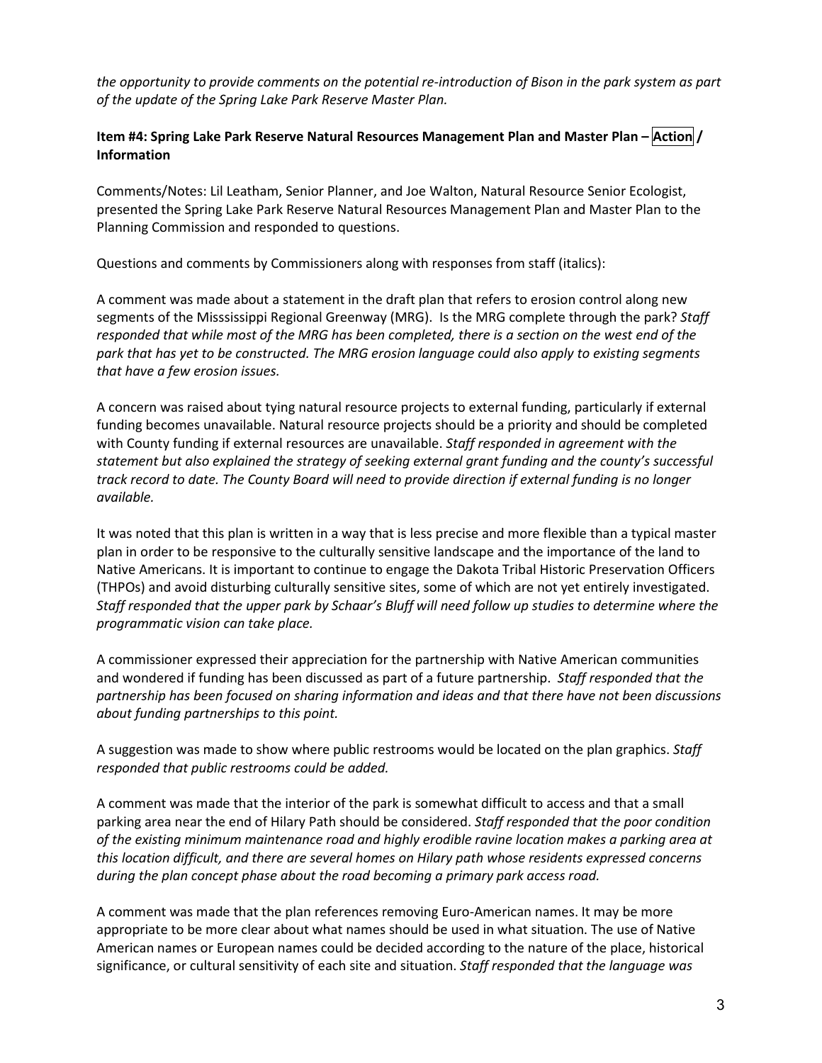*the opportunity to provide comments on the potential re-introduction of Bison in the park system as part of the update of the Spring Lake Park Reserve Master Plan.*

**Item #4: Spring Lake Park Reserve Natural Resources Management Plan and Master Plan – Action / Information**

Comments/Notes: Lil Leatham, Senior Planner, and Joe Walton, Natural Resource Senior Ecologist, presented the Spring Lake Park Reserve Natural Resources Management Plan and Master Plan to the Planning Commission and responded to questions.

Questions and comments by Commissioners along with responses from staff (italics):

A comment was made about a statement in the draft plan that refers to erosion control along new segments of the Missssissippi Regional Greenway (MRG). Is the MRG complete through the park? *Staff responded that while most of the MRG has been completed, there is a section on the west end of the park that has yet to be constructed. The MRG erosion language could also apply to existing segments that have a few erosion issues.*

A concern was raised about tying natural resource projects to external funding, particularly if external funding becomes unavailable. Natural resource projects should be a priority and should be completed with County funding if external resources are unavailable. *Staff responded in agreement with the statement but also explained the strategy of seeking external grant funding and the county's successful track record to date. The County Board will need to provide direction if external funding is no longer available.*

It was noted that this plan is written in a way that is less precise and more flexible than a typical master plan in order to be responsive to the culturally sensitive landscape and the importance of the land to Native Americans. It is important to continue to engage the Dakota Tribal Historic Preservation Officers (THPOs) and avoid disturbing culturally sensitive sites, some of which are not yet entirely investigated. *Staff responded that the upper park by Schaar's Bluff will need follow up studies to determine where the programmatic vision can take place.*

A commissioner expressed their appreciation for the partnership with Native American communities and wondered if funding has been discussed as part of a future partnership. *Staff responded that the partnership has been focused on sharing information and ideas and that there have not been discussions about funding partnerships to this point.*

A suggestion was made to show where public restrooms would be located on the plan graphics. *Staff responded that public restrooms could be added.*

A comment was made that the interior of the park is somewhat difficult to access and that a small parking area near the end of Hilary Path should be considered. *Staff responded that the poor condition of the existing minimum maintenance road and highly erodible ravine location makes a parking area at this location difficult, and there are several homes on Hilary path whose residents expressed concerns during the plan concept phase about the road becoming a primary park access road.*

A comment was made that the plan references removing Euro-American names. It may be more appropriate to be more clear about what names should be used in what situation. The use of Native American names or European names could be decided according to the nature of the place, historical significance, or cultural sensitivity of each site and situation. *Staff responded that the language was*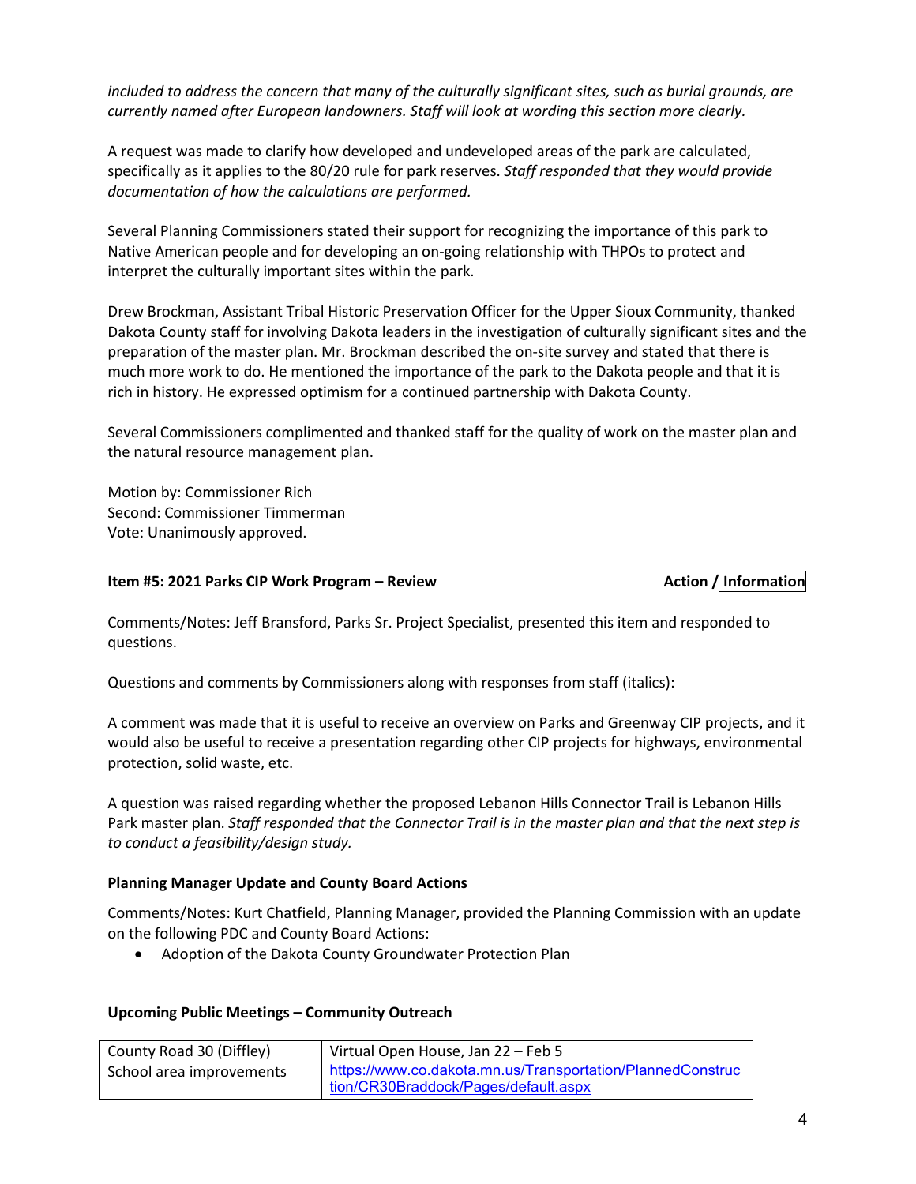*included to address the concern that many of the culturally significant sites, such as burial grounds, are currently named after European landowners. Staff will look at wording this section more clearly.*

A request was made to clarify how developed and undeveloped areas of the park are calculated, specifically as it applies to the 80/20 rule for park reserves. *Staff responded that they would provide documentation of how the calculations are performed.*

Several Planning Commissioners stated their support for recognizing the importance of this park to Native American people and for developing an on-going relationship with THPOs to protect and interpret the culturally important sites within the park.

Drew Brockman, Assistant Tribal Historic Preservation Officer for the Upper Sioux Community, thanked Dakota County staff for involving Dakota leaders in the investigation of culturally significant sites and the preparation of the master plan. Mr. Brockman described the on-site survey and stated that there is much more work to do. He mentioned the importance of the park to the Dakota people and that it is rich in history. He expressed optimism for a continued partnership with Dakota County.

Several Commissioners complimented and thanked staff for the quality of work on the master plan and the natural resource management plan.

Motion by: Commissioner Rich
Second: Commissioner Timmerman
Vote: Unanimously approved.

**Item #5: 2021 Parks CIP Work Program – Review** **Action / Information**

Comments/Notes: Jeff Bransford, Parks Sr. Project Specialist, presented this item and responded to questions.

Questions and comments by Commissioners along with responses from staff (italics):

A comment was made that it is useful to receive an overview on Parks and Greenway CIP projects, and it would also be useful to receive a presentation regarding other CIP projects for highways, environmental protection, solid waste, etc.

A question was raised regarding whether the proposed Lebanon Hills Connector Trail is Lebanon Hills Park master plan. *Staff responded that the Connector Trail is in the master plan and that the next step is to conduct a feasibility/design study.*

**Planning Manager Update and County Board Actions**

Comments/Notes: Kurt Chatfield, Planning Manager, provided the Planning Commission with an update on the following PDC and County Board Actions:

- Adoption of the Dakota County Groundwater Protection Plan

**Upcoming Public Meetings – Community Outreach**

| | |
|---|---|
| County Road 30 (Diffley) School area improvements | Virtual Open House, Jan 22 – Feb 5 https://www.co.dakota.mn.us/Transportation/PlannedConstruction/CR30Braddock/Pages/default.aspx |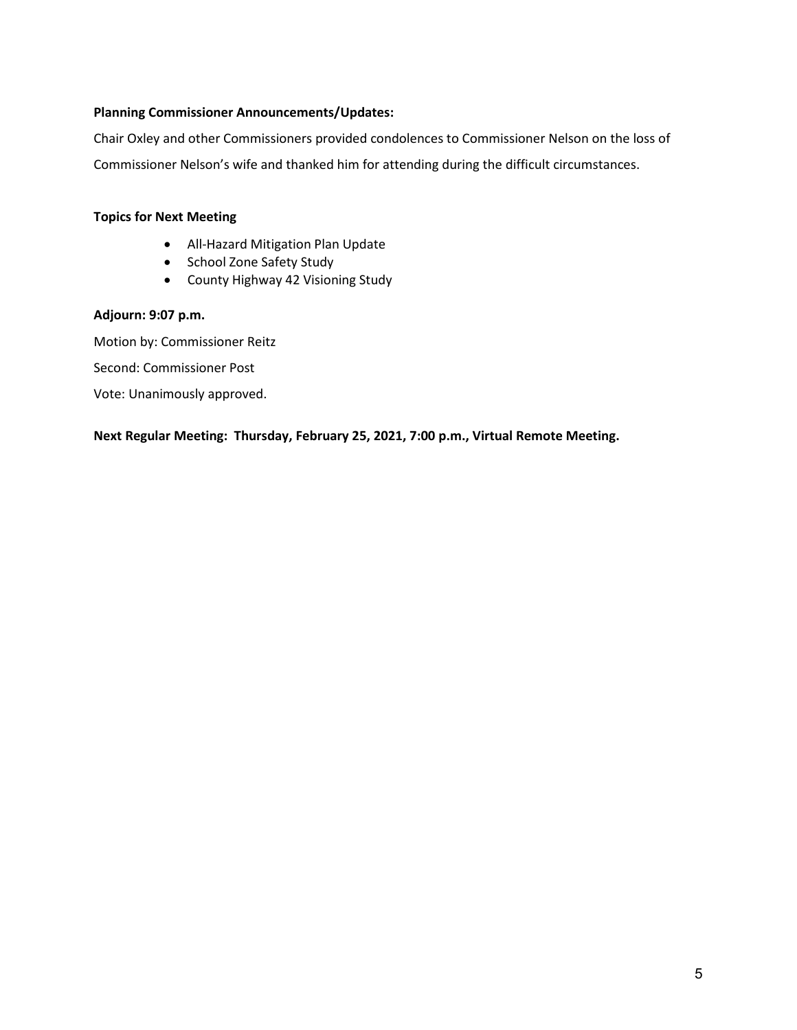**Planning Commissioner Announcements/Updates:**

Chair Oxley and other Commissioners provided condolences to Commissioner Nelson on the loss of Commissioner Nelson's wife and thanked him for attending during the difficult circumstances.

**Topics for Next Meeting**

- All-Hazard Mitigation Plan Update
- School Zone Safety Study
- County Highway 42 Visioning Study

**Adjourn: 9:07 p.m.**

Motion by: Commissioner Reitz

Second: Commissioner Post

Vote: Unanimously approved.

**Next Regular Meeting: Thursday, February 25, 2021, 7:00 p.m., Virtual Remote Meeting.**